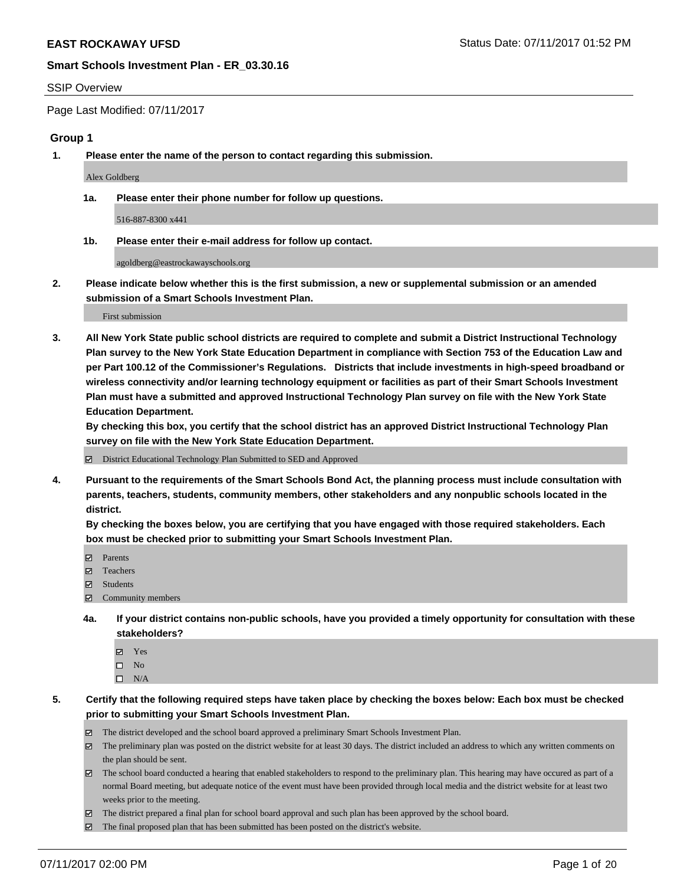**EAST ROCKAWAY UFSD** Status Date: 07/11/2017 01:52 PM

**Smart Schools Investment Plan - ER_03.30.16**

SSIP Overview

Page Last Modified: 07/11/2017

## Group 1

**1. Please enter the name of the person to contact regarding this submission.**

Alex Goldberg

**1a. Please enter their phone number for follow up questions.**

516-887-8300 x441

**1b. Please enter their e-mail address for follow up contact.**

agoldberg@eastrockawayschools.org

**2. Please indicate below whether this is the first submission, a new or supplemental submission or an amended submission of a Smart Schools Investment Plan.**

First submission

**3. All New York State public school districts are required to complete and submit a District Instructional Technology Plan survey to the New York State Education Department in compliance with Section 753 of the Education Law and per Part 100.12 of the Commissioner's Regulations. Districts that include investments in high-speed broadband or wireless connectivity and/or learning technology equipment or facilities as part of their Smart Schools Investment Plan must have a submitted and approved Instructional Technology Plan survey on file with the New York State Education Department.**
**By checking this box, you certify that the school district has an approved District Instructional Technology Plan survey on file with the New York State Education Department.**

- [x] District Educational Technology Plan Submitted to SED and Approved

**4. Pursuant to the requirements of the Smart Schools Bond Act, the planning process must include consultation with parents, teachers, students, community members, other stakeholders and any nonpublic schools located in the district.**
**By checking the boxes below, you are certifying that you have engaged with those required stakeholders. Each box must be checked prior to submitting your Smart Schools Investment Plan.**

- [x] Parents
- [x] Teachers
- [x] Students
- [x] Community members

**4a. If your district contains non-public schools, have you provided a timely opportunity for consultation with these stakeholders?**

- [x] Yes
- [ ] No
- [ ] N/A

**5. Certify that the following required steps have taken place by checking the boxes below: Each box must be checked prior to submitting your Smart Schools Investment Plan.**

- [x] The district developed and the school board approved a preliminary Smart Schools Investment Plan.
- [x] The preliminary plan was posted on the district website for at least 30 days. The district included an address to which any written comments on the plan should be sent.
- [x] The school board conducted a hearing that enabled stakeholders to respond to the preliminary plan. This hearing may have occured as part of a normal Board meeting, but adequate notice of the event must have been provided through local media and the district website for at least two weeks prior to the meeting.
- [x] The district prepared a final plan for school board approval and such plan has been approved by the school board.
- [x] The final proposed plan that has been submitted has been posted on the district's website.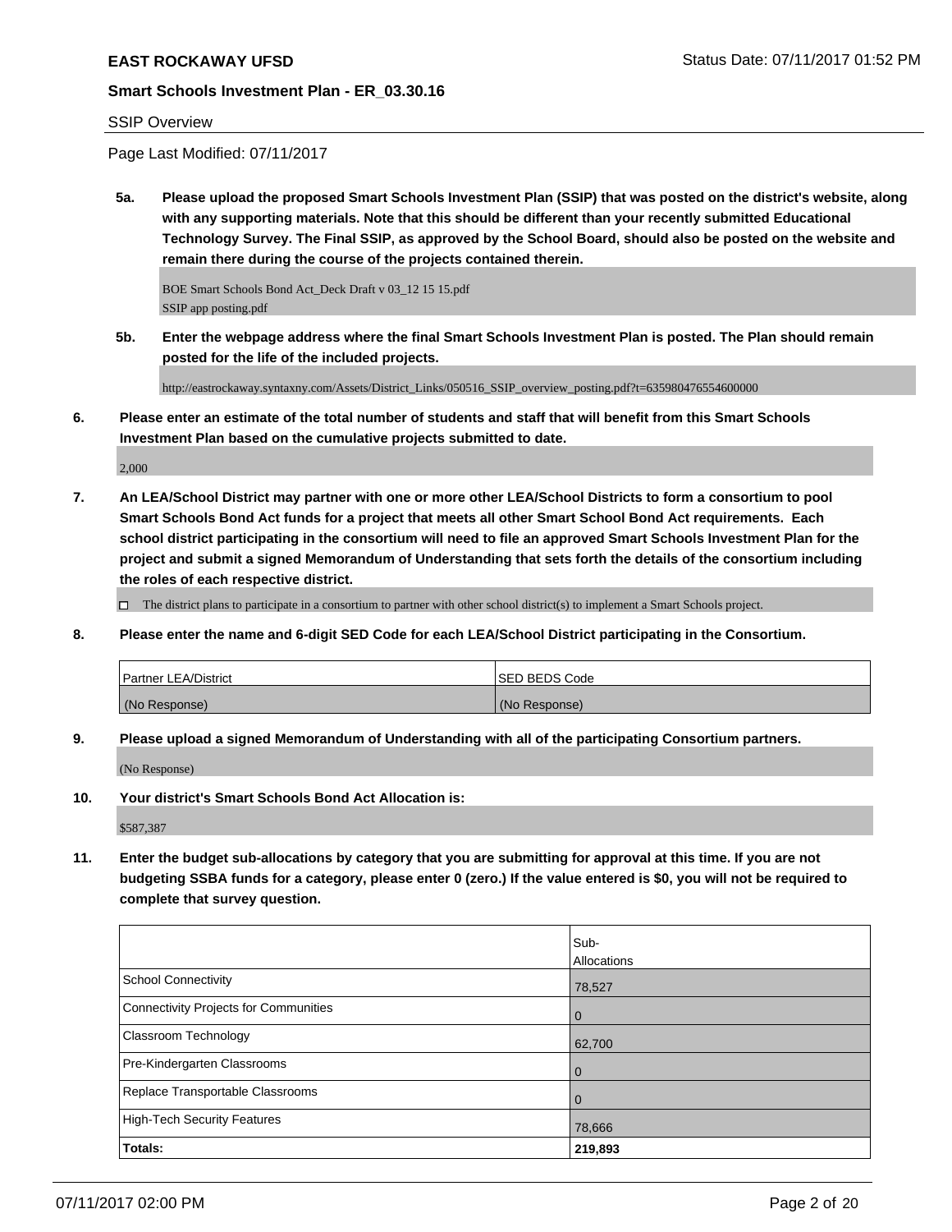SSIP Overview

Page Last Modified: 07/11/2017

**5a. Please upload the proposed Smart Schools Investment Plan (SSIP) that was posted on the district's website, along with any supporting materials. Note that this should be different than your recently submitted Educational Technology Survey. The Final SSIP, as approved by the School Board, should also be posted on the website and remain there during the course of the projects contained therein.**

BOE Smart Schools Bond Act_Deck Draft v 03_12 15 15.pdf
SSIP app posting.pdf

**5b. Enter the webpage address where the final Smart Schools Investment Plan is posted. The Plan should remain posted for the life of the included projects.**

http://eastrockaway.syntaxny.com/Assets/District_Links/050516_SSIP_overview_posting.pdf?t=635980476554600000

**6. Please enter an estimate of the total number of students and staff that will benefit from this Smart Schools Investment Plan based on the cumulative projects submitted to date.**

2,000

**7. An LEA/School District may partner with one or more other LEA/School Districts to form a consortium to pool Smart Schools Bond Act funds for a project that meets all other Smart School Bond Act requirements. Each school district participating in the consortium will need to file an approved Smart Schools Investment Plan for the project and submit a signed Memorandum of Understanding that sets forth the details of the consortium including the roles of each respective district.**

☐ The district plans to participate in a consortium to partner with other school district(s) to implement a Smart Schools project.

**8. Please enter the name and 6-digit SED Code for each LEA/School District participating in the Consortium.**

| Partner LEA/District | SED BEDS Code |
|---|---|
| (No Response) | (No Response) |

**9. Please upload a signed Memorandum of Understanding with all of the participating Consortium partners.**

(No Response)

**10. Your district's Smart Schools Bond Act Allocation is:**

$587,387

**11. Enter the budget sub-allocations by category that you are submitting for approval at this time. If you are not budgeting SSBA funds for a category, please enter 0 (zero.) If the value entered is $0, you will not be required to complete that survey question.**

| | Sub-Allocations |
|---|---|
| School Connectivity | 78,527 |
| Connectivity Projects for Communities | 0 |
| Classroom Technology | 62,700 |
| Pre-Kindergarten Classrooms | 0 |
| Replace Transportable Classrooms | 0 |
| High-Tech Security Features | 78,666 |
| **Totals:** | **219,893** |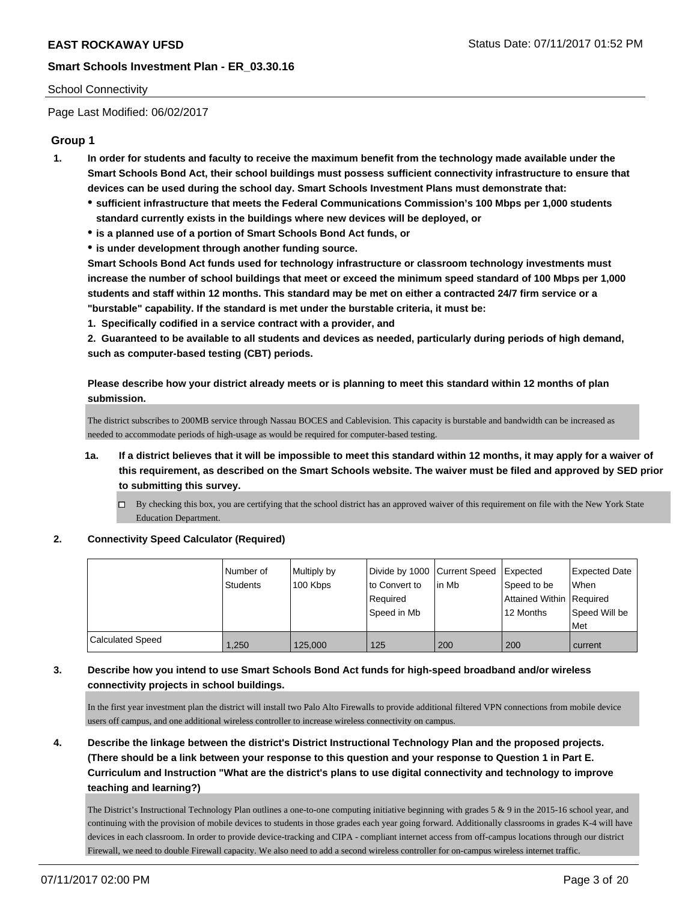**EAST ROCKAWAY UFSD** Status Date: 07/11/2017 01:52 PM

**Smart Schools Investment Plan - ER_03.30.16**

School Connectivity

Page Last Modified: 06/02/2017

## Group 1

1. **In order for students and faculty to receive the maximum benefit from the technology made available under the Smart Schools Bond Act, their school buildings must possess sufficient connectivity infrastructure to ensure that devices can be used during the school day. Smart Schools Investment Plans must demonstrate that:**
   - **sufficient infrastructure that meets the Federal Communications Commission's 100 Mbps per 1,000 students standard currently exists in the buildings where new devices will be deployed, or**
   - **is a planned use of a portion of Smart Schools Bond Act funds, or**
   - **is under development through another funding source.**

   **Smart Schools Bond Act funds used for technology infrastructure or classroom technology investments must increase the number of school buildings that meet or exceed the minimum speed standard of 100 Mbps per 1,000 students and staff within 12 months. This standard may be met on either a contracted 24/7 firm service or a "burstable" capability. If the standard is met under the burstable criteria, it must be:**

   **1. Specifically codified in a service contract with a provider, and**

   **2. Guaranteed to be available to all students and devices as needed, particularly during periods of high demand, such as computer-based testing (CBT) periods.**

   **Please describe how your district already meets or is planning to meet this standard within 12 months of plan submission.**

   The district subscribes to 200MB service through Nassau BOCES and Cablevision. This capacity is burstable and bandwidth can be increased as needed to accommodate periods of high-usage as would be required for computer-based testing.

   1a. **If a district believes that it will be impossible to meet this standard within 12 months, it may apply for a waiver of this requirement, as described on the Smart Schools website. The waiver must be filed and approved by SED prior to submitting this survey.**

   - ☐ By checking this box, you are certifying that the school district has an approved waiver of this requirement on file with the New York State Education Department.

2. **Connectivity Speed Calculator (Required)**

| | Number of Students | Multiply by 100 Kbps | Divide by 1000 to Convert to Required Speed in Mb | Current Speed in Mb | Expected Speed to be Attained Within 12 Months | Expected Date When Required Speed Will be Met |
|---|---|---|---|---|---|---|
| Calculated Speed | 1,250 | 125,000 | 125 | 200 | 200 | current |

3. **Describe how you intend to use Smart Schools Bond Act funds for high-speed broadband and/or wireless connectivity projects in school buildings.**

   In the first year investment plan the district will install two Palo Alto Firewalls to provide additional filtered VPN connections from mobile device users off campus, and one additional wireless controller to increase wireless connectivity on campus.

4. **Describe the linkage between the district's District Instructional Technology Plan and the proposed projects. (There should be a link between your response to this question and your response to Question 1 in Part E. Curriculum and Instruction "What are the district's plans to use digital connectivity and technology to improve teaching and learning?)**

   The District's Instructional Technology Plan outlines a one-to-one computing initiative beginning with grades 5 & 9 in the 2015-16 school year, and continuing with the provision of mobile devices to students in those grades each year going forward. Additionally classrooms in grades K-4 will have devices in each classroom. In order to provide device-tracking and CIPA - compliant internet access from off-campus locations through our district Firewall, we need to double Firewall capacity. We also need to add a second wireless controller for on-campus wireless internet traffic.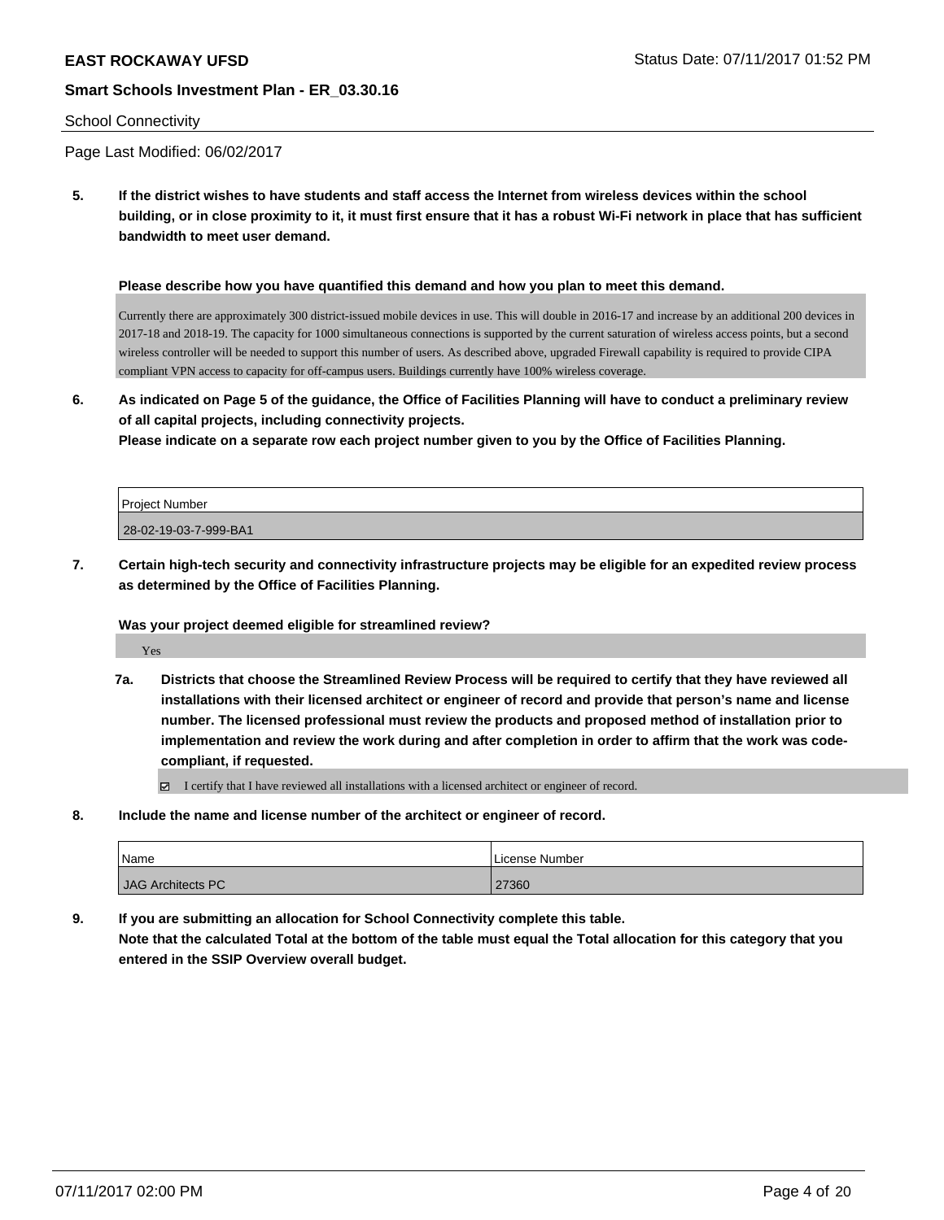School Connectivity

Page Last Modified: 06/02/2017

**5. If the district wishes to have students and staff access the Internet from wireless devices within the school building, or in close proximity to it, it must first ensure that it has a robust Wi-Fi network in place that has sufficient bandwidth to meet user demand.**

**Please describe how you have quantified this demand and how you plan to meet this demand.**

Currently there are approximately 300 district-issued mobile devices in use. This will double in 2016-17 and increase by an additional 200 devices in 2017-18 and 2018-19. The capacity for 1000 simultaneous connections is supported by the current saturation of wireless access points, but a second wireless controller will be needed to support this number of users. As described above, upgraded Firewall capability is required to provide CIPA compliant VPN access to capacity for off-campus users. Buildings currently have 100% wireless coverage.

**6. As indicated on Page 5 of the guidance, the Office of Facilities Planning will have to conduct a preliminary review of all capital projects, including connectivity projects.**
**Please indicate on a separate row each project number given to you by the Office of Facilities Planning.**

| Project Number |
| --- |
| 28-02-19-03-7-999-BA1 |

**7. Certain high-tech security and connectivity infrastructure projects may be eligible for an expedited review process as determined by the Office of Facilities Planning.**

**Was your project deemed eligible for streamlined review?**

Yes

**7a. Districts that choose the Streamlined Review Process will be required to certify that they have reviewed all installations with their licensed architect or engineer of record and provide that person's name and license number. The licensed professional must review the products and proposed method of installation prior to implementation and review the work during and after completion in order to affirm that the work was code-compliant, if requested.**

☑ I certify that I have reviewed all installations with a licensed architect or engineer of record.

**8. Include the name and license number of the architect or engineer of record.**

| Name | License Number |
| --- | --- |
| JAG Architects PC | 27360 |

**9. If you are submitting an allocation for School Connectivity complete this table.**
**Note that the calculated Total at the bottom of the table must equal the Total allocation for this category that you entered in the SSIP Overview overall budget.**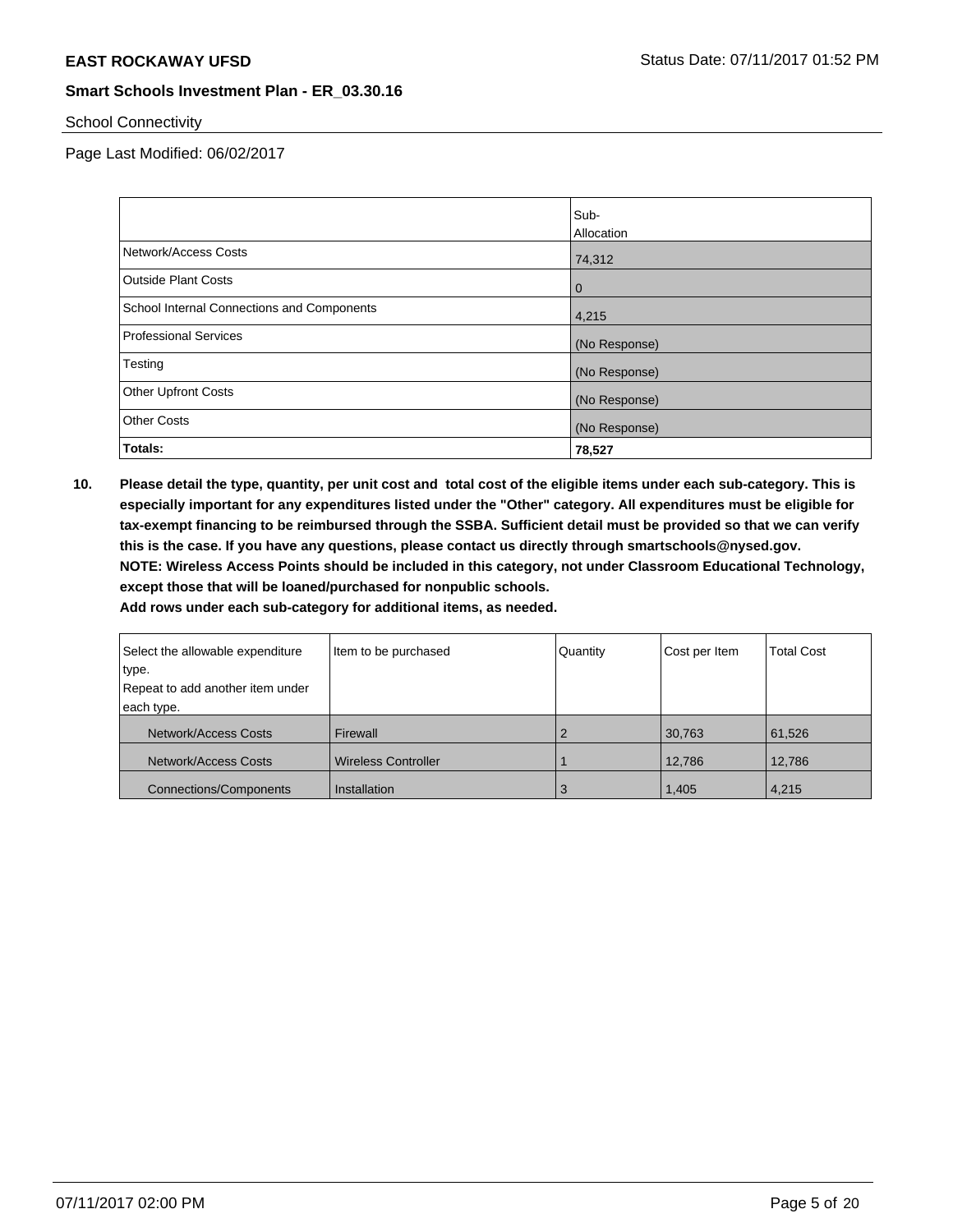School Connectivity

Page Last Modified: 06/02/2017

| | Sub-Allocation |
|---|---|
| Network/Access Costs | 74,312 |
| Outside Plant Costs | 0 |
| School Internal Connections and Components | 4,215 |
| Professional Services | (No Response) |
| Testing | (No Response) |
| Other Upfront Costs | (No Response) |
| Other Costs | (No Response) |
| **Totals:** | **78,527** |

**10. Please detail the type, quantity, per unit cost and total cost of the eligible items under each sub-category. This is especially important for any expenditures listed under the "Other" category. All expenditures must be eligible for tax-exempt financing to be reimbursed through the SSBA. Sufficient detail must be provided so that we can verify this is the case. If you have any questions, please contact us directly through smartschools@nysed.gov.**
**NOTE: Wireless Access Points should be included in this category, not under Classroom Educational Technology, except those that will be loaned/purchased for nonpublic schools.**
**Add rows under each sub-category for additional items, as needed.**

| Select the allowable expenditure type. Repeat to add another item under each type. | Item to be purchased | Quantity | Cost per Item | Total Cost |
|---|---|---|---|---|
| Network/Access Costs | Firewall | 2 | 30,763 | 61,526 |
| Network/Access Costs | Wireless Controller | 1 | 12,786 | 12,786 |
| Connections/Components | Installation | 3 | 1,405 | 4,215 |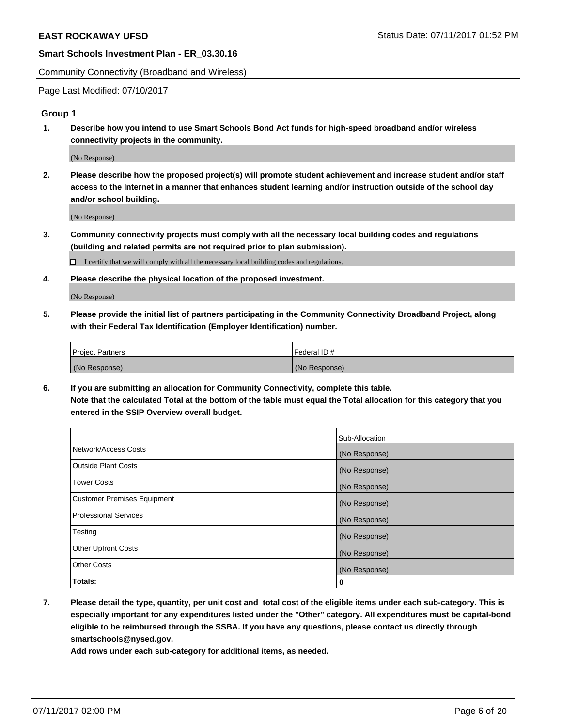**EAST ROCKAWAY UFSD** Status Date: 07/11/2017 01:52 PM

**Smart Schools Investment Plan - ER_03.30.16**

Community Connectivity (Broadband and Wireless)

Page Last Modified: 07/10/2017

### Group 1

1. **Describe how you intend to use Smart Schools Bond Act funds for high-speed broadband and/or wireless connectivity projects in the community.**

   (No Response)

2. **Please describe how the proposed project(s) will promote student achievement and increase student and/or staff access to the Internet in a manner that enhances student learning and/or instruction outside of the school day and/or school building.**

   (No Response)

3. **Community connectivity projects must comply with all the necessary local building codes and regulations (building and related permits are not required prior to plan submission).**

   ☐ I certify that we will comply with all the necessary local building codes and regulations.

4. **Please describe the physical location of the proposed investment.**

   (No Response)

5. **Please provide the initial list of partners participating in the Community Connectivity Broadband Project, along with their Federal Tax Identification (Employer Identification) number.**

| Project Partners | Federal ID # |
| --- | --- |
| (No Response) | (No Response) |

6. **If you are submitting an allocation for Community Connectivity, complete this table.**
   **Note that the calculated Total at the bottom of the table must equal the Total allocation for this category that you entered in the SSIP Overview overall budget.**

| | Sub-Allocation |
| --- | --- |
| Network/Access Costs | (No Response) |
| Outside Plant Costs | (No Response) |
| Tower Costs | (No Response) |
| Customer Premises Equipment | (No Response) |
| Professional Services | (No Response) |
| Testing | (No Response) |
| Other Upfront Costs | (No Response) |
| Other Costs | (No Response) |
| **Totals:** | **0** |

7. **Please detail the type, quantity, per unit cost and total cost of the eligible items under each sub-category. This is especially important for any expenditures listed under the "Other" category. All expenditures must be capital-bond eligible to be reimbursed through the SSBA. If you have any questions, please contact us directly through smartschools@nysed.gov.**
   **Add rows under each sub-category for additional items, as needed.**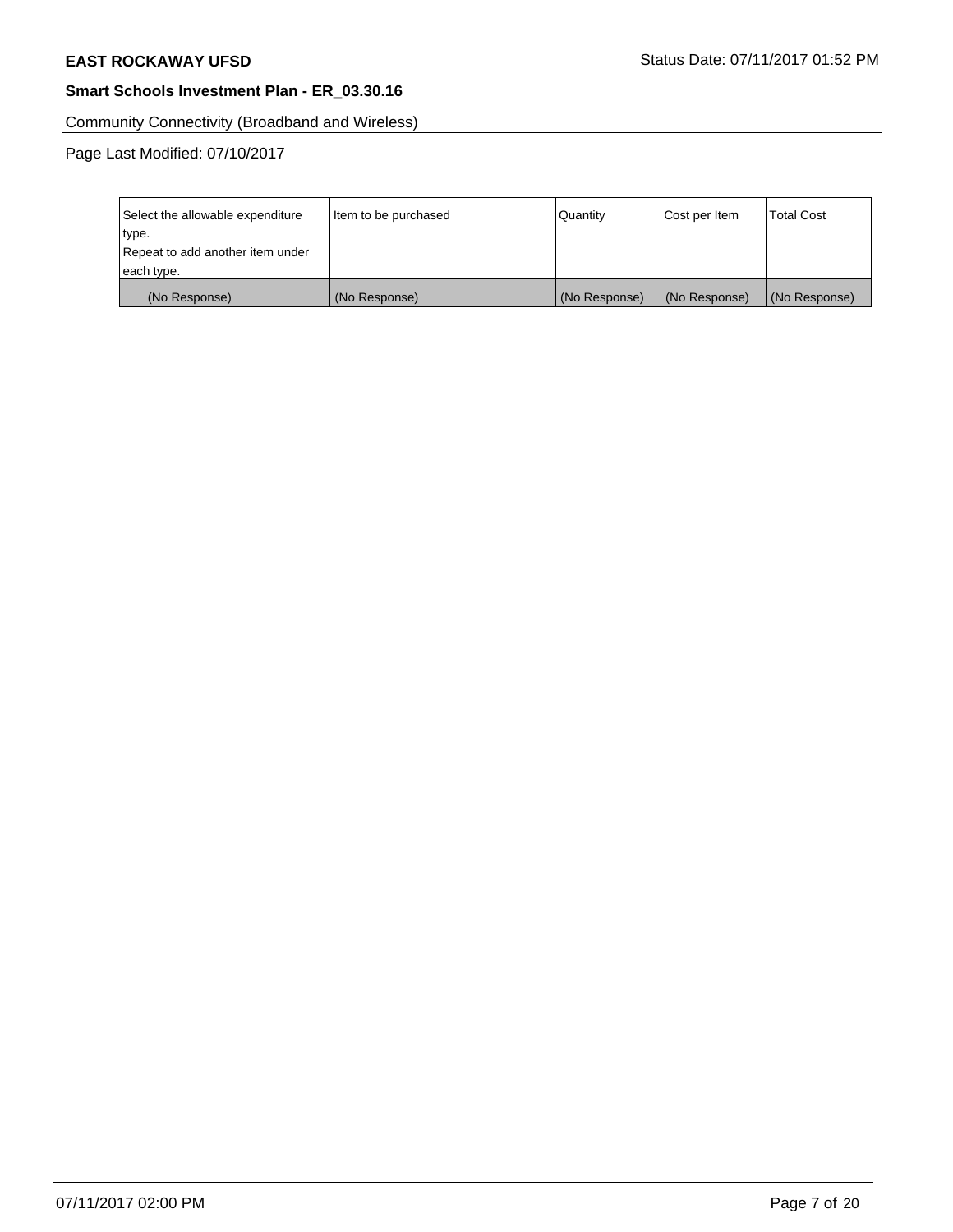**EAST ROCKAWAY UFSD** Status Date: 07/11/2017 01:52 PM

**Smart Schools Investment Plan - ER_03.30.16**

Community Connectivity (Broadband and Wireless)

Page Last Modified: 07/10/2017

| Select the allowable expenditure type.<br>Repeat to add another item under each type. | Item to be purchased | Quantity | Cost per Item | Total Cost |
|---|---|---|---|---|
| (No Response) | (No Response) | (No Response) | (No Response) | (No Response) |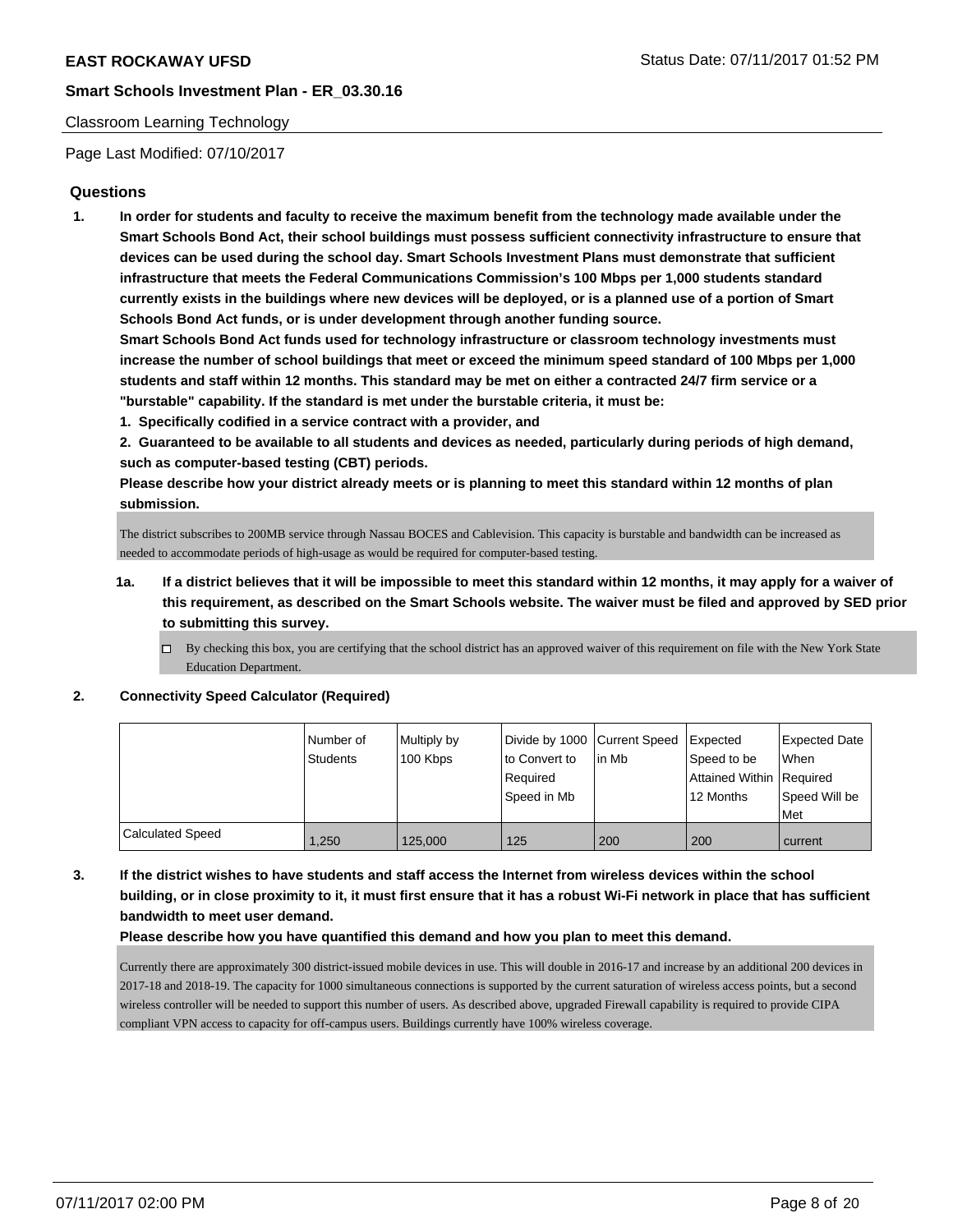Classroom Learning Technology

Page Last Modified: 07/10/2017

## Questions

**1. In order for students and faculty to receive the maximum benefit from the technology made available under the Smart Schools Bond Act, their school buildings must possess sufficient connectivity infrastructure to ensure that devices can be used during the school day. Smart Schools Investment Plans must demonstrate that sufficient infrastructure that meets the Federal Communications Commission's 100 Mbps per 1,000 students standard currently exists in the buildings where new devices will be deployed, or is a planned use of a portion of Smart Schools Bond Act funds, or is under development through another funding source.**

**Smart Schools Bond Act funds used for technology infrastructure or classroom technology investments must increase the number of school buildings that meet or exceed the minimum speed standard of 100 Mbps per 1,000 students and staff within 12 months. This standard may be met on either a contracted 24/7 firm service or a "burstable" capability. If the standard is met under the burstable criteria, it must be:**

**1. Specifically codified in a service contract with a provider, and**

**2. Guaranteed to be available to all students and devices as needed, particularly during periods of high demand, such as computer-based testing (CBT) periods.**

**Please describe how your district already meets or is planning to meet this standard within 12 months of plan submission.**

The district subscribes to 200MB service through Nassau BOCES and Cablevision. This capacity is burstable and bandwidth can be increased as needed to accommodate periods of high-usage as would be required for computer-based testing.

**1a. If a district believes that it will be impossible to meet this standard within 12 months, it may apply for a waiver of this requirement, as described on the Smart Schools website. The waiver must be filed and approved by SED prior to submitting this survey.**

☐ By checking this box, you are certifying that the school district has an approved waiver of this requirement on file with the New York State Education Department.

**2. Connectivity Speed Calculator (Required)**

| | Number of Students | Multiply by 100 Kbps | Divide by 1000 to Convert to Required Speed in Mb | Current Speed in Mb | Expected Speed to be Attained Within 12 Months | Expected Date When Required Speed Will be Met |
|---|---|---|---|---|---|---|
| Calculated Speed | 1,250 | 125,000 | 125 | 200 | 200 | current |

**3. If the district wishes to have students and staff access the Internet from wireless devices within the school building, or in close proximity to it, it must first ensure that it has a robust Wi-Fi network in place that has sufficient bandwidth to meet user demand.**

**Please describe how you have quantified this demand and how you plan to meet this demand.**

Currently there are approximately 300 district-issued mobile devices in use. This will double in 2016-17 and increase by an additional 200 devices in 2017-18 and 2018-19. The capacity for 1000 simultaneous connections is supported by the current saturation of wireless access points, but a second wireless controller will be needed to support this number of users. As described above, upgraded Firewall capability is required to provide CIPA compliant VPN access to capacity for off-campus users. Buildings currently have 100% wireless coverage.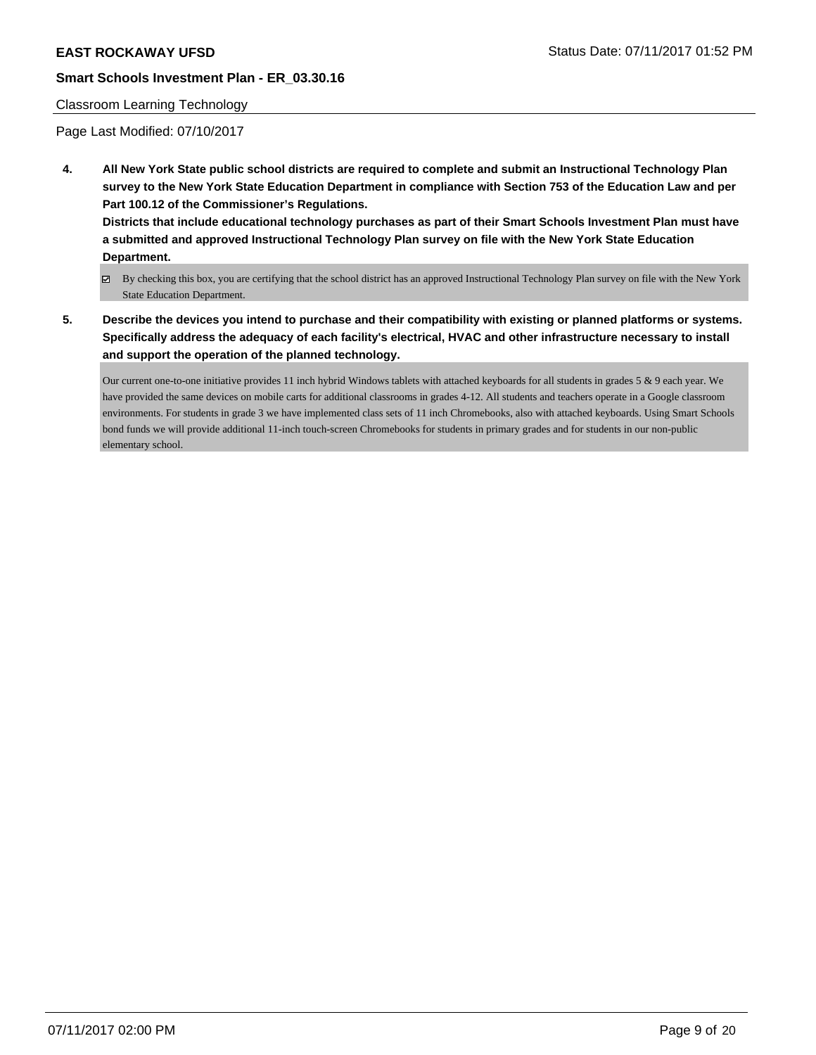Classroom Learning Technology

Page Last Modified: 07/10/2017

**4. All New York State public school districts are required to complete and submit an Instructional Technology Plan survey to the New York State Education Department in compliance with Section 753 of the Education Law and per Part 100.12 of the Commissioner's Regulations.**

**Districts that include educational technology purchases as part of their Smart Schools Investment Plan must have a submitted and approved Instructional Technology Plan survey on file with the New York State Education Department.**

☑ By checking this box, you are certifying that the school district has an approved Instructional Technology Plan survey on file with the New York State Education Department.

**5. Describe the devices you intend to purchase and their compatibility with existing or planned platforms or systems. Specifically address the adequacy of each facility's electrical, HVAC and other infrastructure necessary to install and support the operation of the planned technology.**

Our current one-to-one initiative provides 11 inch hybrid Windows tablets with attached keyboards for all students in grades 5 & 9 each year. We have provided the same devices on mobile carts for additional classrooms in grades 4-12. All students and teachers operate in a Google classroom environments. For students in grade 3 we have implemented class sets of 11 inch Chromebooks, also with attached keyboards. Using Smart Schools bond funds we will provide additional 11-inch touch-screen Chromebooks for students in primary grades and for students in our non-public elementary school.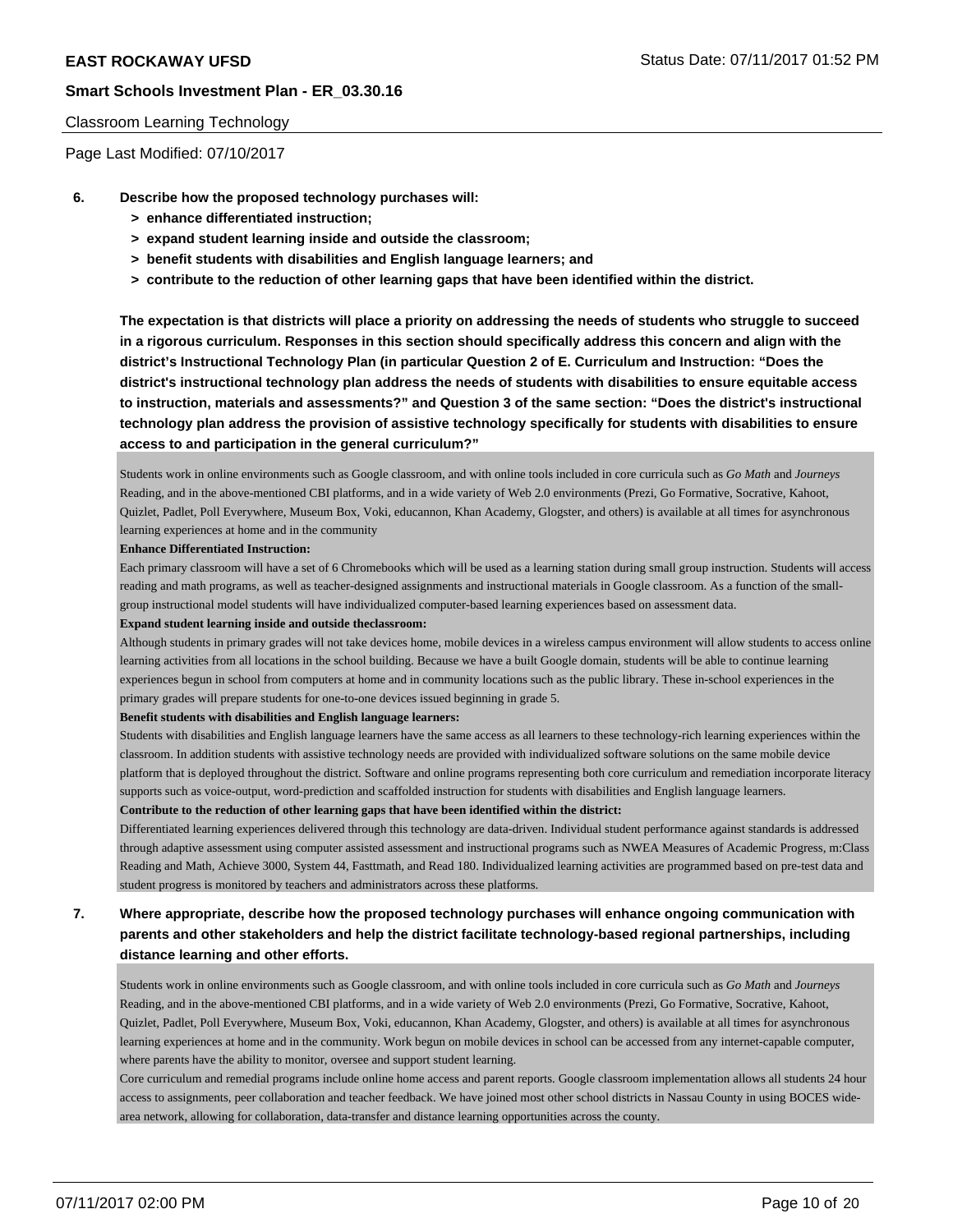Classroom Learning Technology

Page Last Modified: 07/10/2017

**6. Describe how the proposed technology purchases will:**

- **> enhance differentiated instruction;**
- **> expand student learning inside and outside the classroom;**
- **> benefit students with disabilities and English language learners; and**
- **> contribute to the reduction of other learning gaps that have been identified within the district.**

**The expectation is that districts will place a priority on addressing the needs of students who struggle to succeed in a rigorous curriculum. Responses in this section should specifically address this concern and align with the district's Instructional Technology Plan (in particular Question 2 of E. Curriculum and Instruction: "Does the district's instructional technology plan address the needs of students with disabilities to ensure equitable access to instruction, materials and assessments?" and Question 3 of the same section: "Does the district's instructional technology plan address the provision of assistive technology specifically for students with disabilities to ensure access to and participation in the general curriculum?"**

Students work in online environments such as Google classroom, and with online tools included in core curricula such as *Go Math* and *Journeys* Reading, and in the above-mentioned CBI platforms, and in a wide variety of Web 2.0 environments (Prezi, Go Formative, Socrative, Kahoot, Quizlet, Padlet, Poll Everywhere, Museum Box, Voki, educannon, Khan Academy, Glogster, and others) is available at all times for asynchronous learning experiences at home and in the community

**Enhance Differentiated Instruction:**

Each primary classroom will have a set of 6 Chromebooks which will be used as a learning station during small group instruction. Students will access reading and math programs, as well as teacher-designed assignments and instructional materials in Google classroom. As a function of the small-group instructional model students will have individualized computer-based learning experiences based on assessment data.

**Expand student learning inside and outside theclassroom:**

Although students in primary grades will not take devices home, mobile devices in a wireless campus environment will allow students to access online learning activities from all locations in the school building. Because we have a built Google domain, students will be able to continue learning experiences begun in school from computers at home and in community locations such as the public library. These in-school experiences in the primary grades will prepare students for one-to-one devices issued beginning in grade 5.

**Benefit students with disabilities and English language learners:**

Students with disabilities and English language learners have the same access as all learners to these technology-rich learning experiences within the classroom. In addition students with assistive technology needs are provided with individualized software solutions on the same mobile device platform that is deployed throughout the district. Software and online programs representing both core curriculum and remediation incorporate literacy supports such as voice-output, word-prediction and scaffolded instruction for students with disabilities and English language learners.

**Contribute to the reduction of other learning gaps that have been identified within the district:**

Differentiated learning experiences delivered through this technology are data-driven. Individual student performance against standards is addressed through adaptive assessment using computer assisted assessment and instructional programs such as NWEA Measures of Academic Progress, m:Class Reading and Math, Achieve 3000, System 44, Fasttmath, and Read 180. Individualized learning activities are programmed based on pre-test data and student progress is monitored by teachers and administrators across these platforms.

**7. Where appropriate, describe how the proposed technology purchases will enhance ongoing communication with parents and other stakeholders and help the district facilitate technology-based regional partnerships, including distance learning and other efforts.**

Students work in online environments such as Google classroom, and with online tools included in core curricula such as *Go Math* and *Journeys* Reading, and in the above-mentioned CBI platforms, and in a wide variety of Web 2.0 environments (Prezi, Go Formative, Socrative, Kahoot, Quizlet, Padlet, Poll Everywhere, Museum Box, Voki, educannon, Khan Academy, Glogster, and others) is available at all times for asynchronous learning experiences at home and in the community. Work begun on mobile devices in school can be accessed from any internet-capable computer, where parents have the ability to monitor, oversee and support student learning.

Core curriculum and remedial programs include online home access and parent reports. Google classroom implementation allows all students 24 hour access to assignments, peer collaboration and teacher feedback. We have joined most other school districts in Nassau County in using BOCES wide-area network, allowing for collaboration, data-transfer and distance learning opportunities across the county.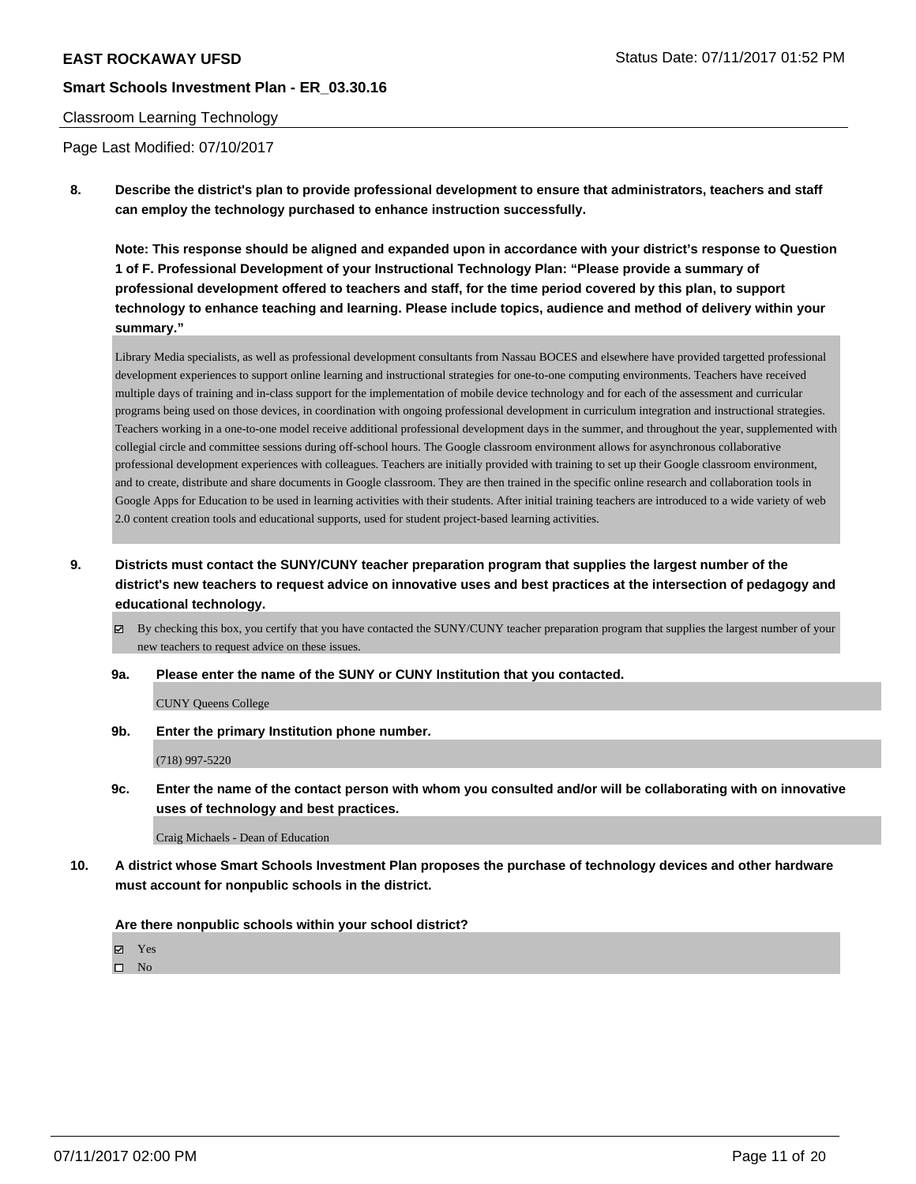Classroom Learning Technology

Page Last Modified: 07/10/2017

**8. Describe the district's plan to provide professional development to ensure that administrators, teachers and staff can employ the technology purchased to enhance instruction successfully.**

**Note: This response should be aligned and expanded upon in accordance with your district's response to Question 1 of F. Professional Development of your Instructional Technology Plan: "Please provide a summary of professional development offered to teachers and staff, for the time period covered by this plan, to support technology to enhance teaching and learning. Please include topics, audience and method of delivery within your summary."**

Library Media specialists, as well as professional development consultants from Nassau BOCES and elsewhere have provided targetted professional development experiences to support online learning and instructional strategies for one-to-one computing environments. Teachers have received multiple days of training and in-class support for the implementation of mobile device technology and for each of the assessment and curricular programs being used on those devices, in coordination with ongoing professional development in curriculum integration and instructional strategies. Teachers working in a one-to-one model receive additional professional development days in the summer, and throughout the year, supplemented with collegial circle and committee sessions during off-school hours. The Google classroom environment allows for asynchronous collaborative professional development experiences with colleagues. Teachers are initially provided with training to set up their Google classroom environment, and to create, distribute and share documents in Google classroom. They are then trained in the specific online research and collaboration tools in Google Apps for Education to be used in learning activities with their students. After initial training teachers are introduced to a wide variety of web 2.0 content creation tools and educational supports, used for student project-based learning activities.

**9. Districts must contact the SUNY/CUNY teacher preparation program that supplies the largest number of the district's new teachers to request advice on innovative uses and best practices at the intersection of pedagogy and educational technology.**

☑ By checking this box, you certify that you have contacted the SUNY/CUNY teacher preparation program that supplies the largest number of your new teachers to request advice on these issues.

**9a. Please enter the name of the SUNY or CUNY Institution that you contacted.**

CUNY Queens College

**9b. Enter the primary Institution phone number.**

(718) 997-5220

**9c. Enter the name of the contact person with whom you consulted and/or will be collaborating with on innovative uses of technology and best practices.**

Craig Michaels - Dean of Education

**10. A district whose Smart Schools Investment Plan proposes the purchase of technology devices and other hardware must account for nonpublic schools in the district.**

**Are there nonpublic schools within your school district?**

☑ Yes
☐ No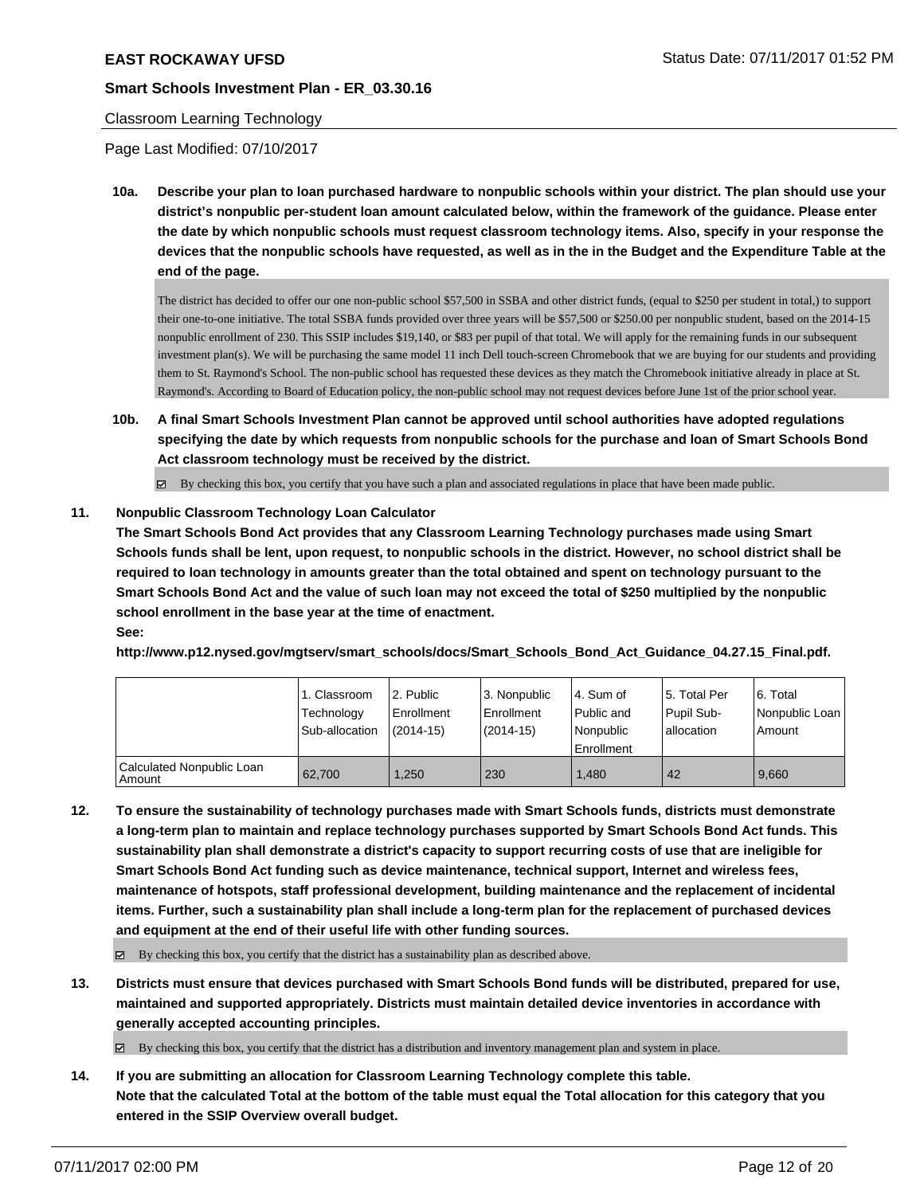**EAST ROCKAWAY UFSD** Status Date: 07/11/2017 01:52 PM

**Smart Schools Investment Plan - ER_03.30.16**

Classroom Learning Technology

Page Last Modified: 07/10/2017

**10a. Describe your plan to loan purchased hardware to nonpublic schools within your district. The plan should use your district's nonpublic per-student loan amount calculated below, within the framework of the guidance. Please enter the date by which nonpublic schools must request classroom technology items. Also, specify in your response the devices that the nonpublic schools have requested, as well as in the in the Budget and the Expenditure Table at the end of the page.**

The district has decided to offer our one non-public school $57,500 in SSBA and other district funds, (equal to $250 per student in total,) to support their one-to-one initiative. The total SSBA funds provided over three years will be $57,500 or $250.00 per nonpublic student, based on the 2014-15 nonpublic enrollment of 230. This SSIP includes $19,140, or $83 per pupil of that total. We will apply for the remaining funds in our subsequent investment plan(s). We will be purchasing the same model 11 inch Dell touch-screen Chromebook that we are buying for our students and providing them to St. Raymond's School. The non-public school has requested these devices as they match the Chromebook initiative already in place at St. Raymond's. According to Board of Education policy, the non-public school may not request devices before June 1st of the prior school year.

**10b. A final Smart Schools Investment Plan cannot be approved until school authorities have adopted regulations specifying the date by which requests from nonpublic schools for the purchase and loan of Smart Schools Bond Act classroom technology must be received by the district.**

☑ By checking this box, you certify that you have such a plan and associated regulations in place that have been made public.

**11. Nonpublic Classroom Technology Loan Calculator**

**The Smart Schools Bond Act provides that any Classroom Learning Technology purchases made using Smart Schools funds shall be lent, upon request, to nonpublic schools in the district. However, no school district shall be required to loan technology in amounts greater than the total obtained and spent on technology pursuant to the Smart Schools Bond Act and the value of such loan may not exceed the total of $250 multiplied by the nonpublic school enrollment in the base year at the time of enactment.**

**See:**

**http://www.p12.nysed.gov/mgtserv/smart_schools/docs/Smart_Schools_Bond_Act_Guidance_04.27.15_Final.pdf.**

| | 1. Classroom Technology Sub-allocation | 2. Public Enrollment (2014-15) | 3. Nonpublic Enrollment (2014-15) | 4. Sum of Public and Nonpublic Enrollment | 5. Total Per Pupil Sub-allocation | 6. Total Nonpublic Loan Amount |
|---|---|---|---|---|---|---|
| Calculated Nonpublic Loan Amount | 62,700 | 1,250 | 230 | 1,480 | 42 | 9,660 |

**12. To ensure the sustainability of technology purchases made with Smart Schools funds, districts must demonstrate a long-term plan to maintain and replace technology purchases supported by Smart Schools Bond Act funds. This sustainability plan shall demonstrate a district's capacity to support recurring costs of use that are ineligible for Smart Schools Bond Act funding such as device maintenance, technical support, Internet and wireless fees, maintenance of hotspots, staff professional development, building maintenance and the replacement of incidental items. Further, such a sustainability plan shall include a long-term plan for the replacement of purchased devices and equipment at the end of their useful life with other funding sources.**

☑ By checking this box, you certify that the district has a sustainability plan as described above.

**13. Districts must ensure that devices purchased with Smart Schools Bond funds will be distributed, prepared for use, maintained and supported appropriately. Districts must maintain detailed device inventories in accordance with generally accepted accounting principles.**

☑ By checking this box, you certify that the district has a distribution and inventory management plan and system in place.

**14. If you are submitting an allocation for Classroom Learning Technology complete this table. Note that the calculated Total at the bottom of the table must equal the Total allocation for this category that you entered in the SSIP Overview overall budget.**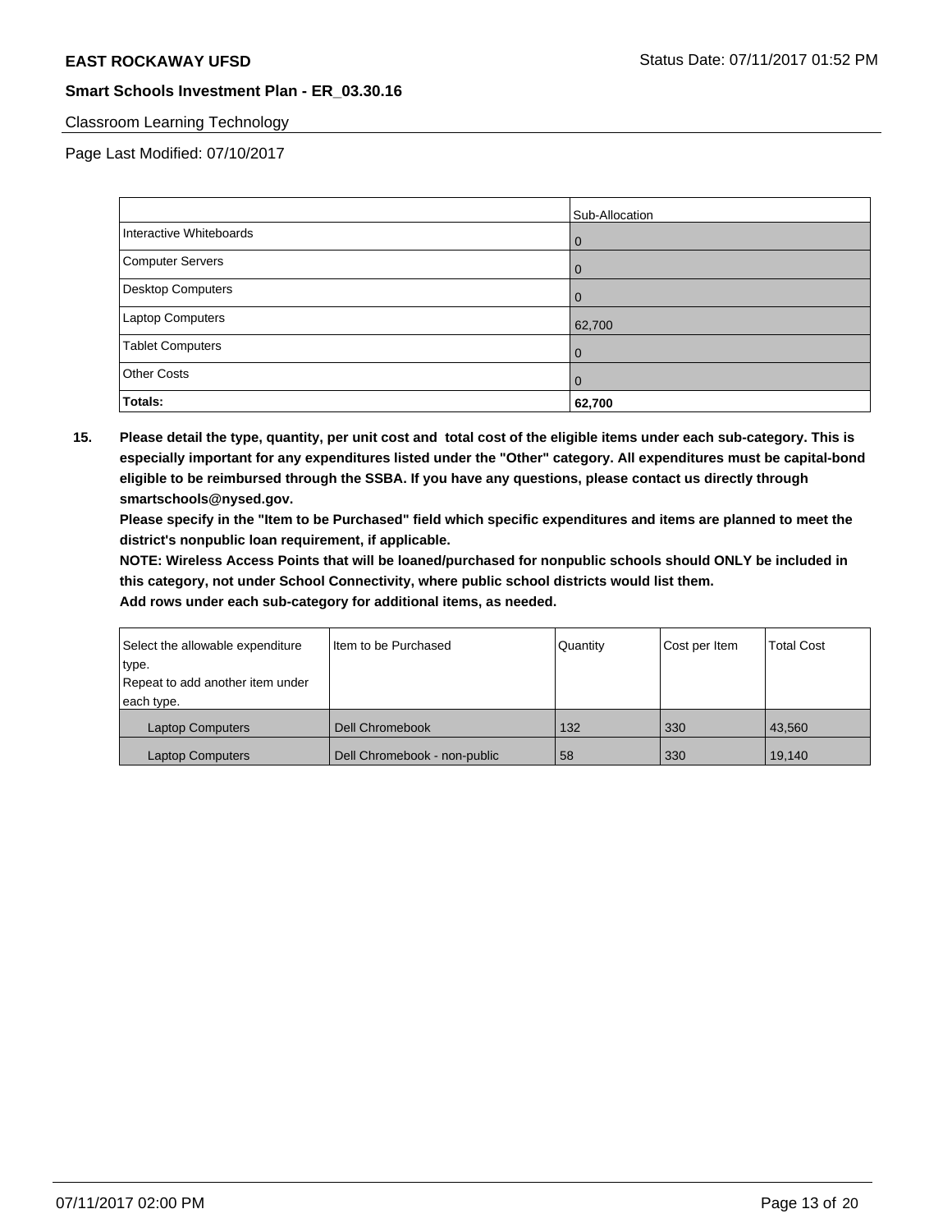Classroom Learning Technology

Page Last Modified: 07/10/2017

| | Sub-Allocation |
|---|---|
| Interactive Whiteboards | 0 |
| Computer Servers | 0 |
| Desktop Computers | 0 |
| Laptop Computers | 62,700 |
| Tablet Computers | 0 |
| Other Costs | 0 |
| **Totals:** | **62,700** |

**15. Please detail the type, quantity, per unit cost and total cost of the eligible items under each sub-category. This is especially important for any expenditures listed under the "Other" category. All expenditures must be capital-bond eligible to be reimbursed through the SSBA. If you have any questions, please contact us directly through smartschools@nysed.gov.**

**Please specify in the "Item to be Purchased" field which specific expenditures and items are planned to meet the district's nonpublic loan requirement, if applicable.**

**NOTE: Wireless Access Points that will be loaned/purchased for nonpublic schools should ONLY be included in this category, not under School Connectivity, where public school districts would list them.**

**Add rows under each sub-category for additional items, as needed.**

| Select the allowable expenditure type. Repeat to add another item under each type. | Item to be Purchased | Quantity | Cost per Item | Total Cost |
|---|---|---|---|---|
| Laptop Computers | Dell Chromebook | 132 | 330 | 43,560 |
| Laptop Computers | Dell Chromebook - non-public | 58 | 330 | 19,140 |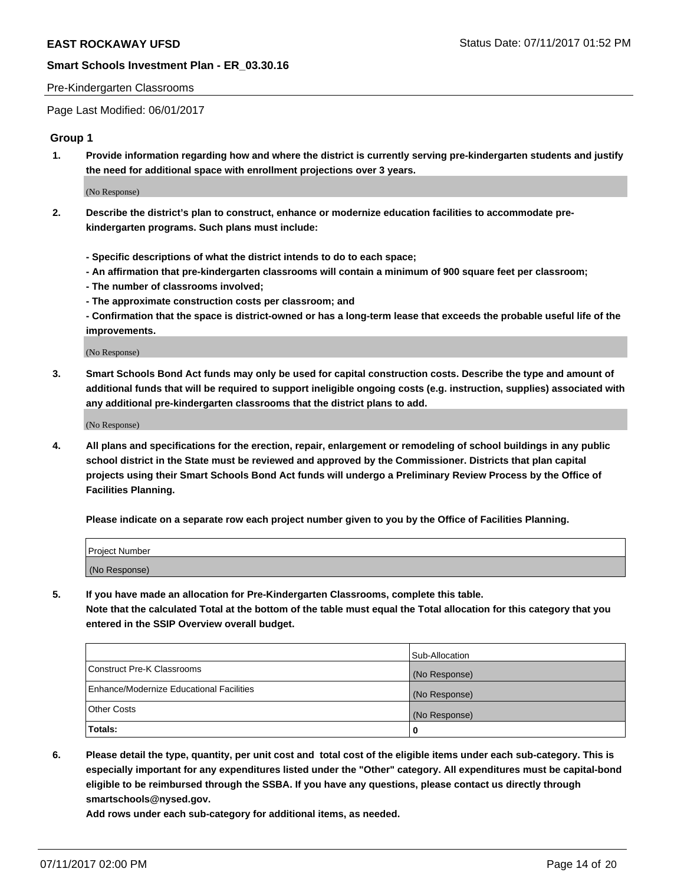Pre-Kindergarten Classrooms

Page Last Modified: 06/01/2017

## Group 1

**1. Provide information regarding how and where the district is currently serving pre-kindergarten students and justify the need for additional space with enrollment projections over 3 years.**

(No Response)

**2. Describe the district's plan to construct, enhance or modernize education facilities to accommodate pre-kindergarten programs. Such plans must include:**

**- Specific descriptions of what the district intends to do to each space;**
**- An affirmation that pre-kindergarten classrooms will contain a minimum of 900 square feet per classroom;**
**- The number of classrooms involved;**
**- The approximate construction costs per classroom; and**
**- Confirmation that the space is district-owned or has a long-term lease that exceeds the probable useful life of the improvements.**

(No Response)

**3. Smart Schools Bond Act funds may only be used for capital construction costs. Describe the type and amount of additional funds that will be required to support ineligible ongoing costs (e.g. instruction, supplies) associated with any additional pre-kindergarten classrooms that the district plans to add.**

(No Response)

**4. All plans and specifications for the erection, repair, enlargement or remodeling of school buildings in any public school district in the State must be reviewed and approved by the Commissioner. Districts that plan capital projects using their Smart Schools Bond Act funds will undergo a Preliminary Review Process by the Office of Facilities Planning.**

**Please indicate on a separate row each project number given to you by the Office of Facilities Planning.**

| Project Number |
| --- |
| (No Response) |

**5. If you have made an allocation for Pre-Kindergarten Classrooms, complete this table.**
**Note that the calculated Total at the bottom of the table must equal the Total allocation for this category that you entered in the SSIP Overview overall budget.**

| | Sub-Allocation |
| --- | --- |
| Construct Pre-K Classrooms | (No Response) |
| Enhance/Modernize Educational Facilities | (No Response) |
| Other Costs | (No Response) |
| **Totals:** | **0** |

**6. Please detail the type, quantity, per unit cost and total cost of the eligible items under each sub-category. This is especially important for any expenditures listed under the "Other" category. All expenditures must be capital-bond eligible to be reimbursed through the SSBA. If you have any questions, please contact us directly through smartschools@nysed.gov.**
**Add rows under each sub-category for additional items, as needed.**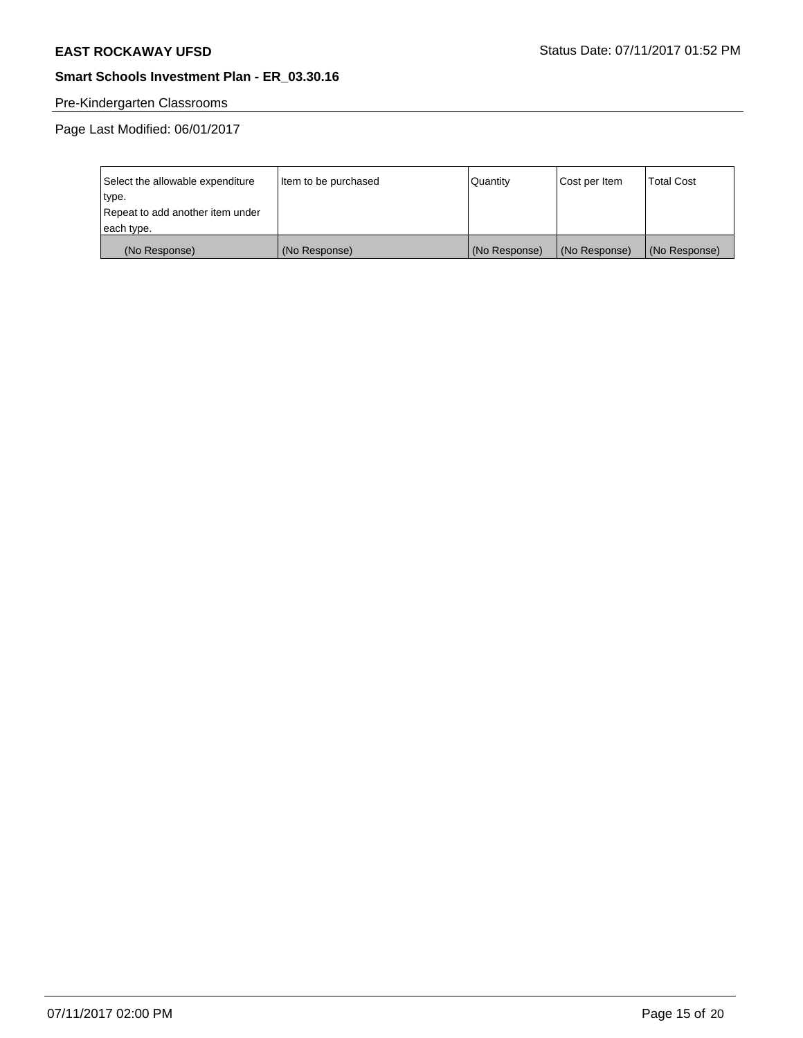Pre-Kindergarten Classrooms

Page Last Modified: 06/01/2017

| Select the allowable expenditure type. Repeat to add another item under each type. | Item to be purchased | Quantity | Cost per Item | Total Cost |
|---|---|---|---|---|
| (No Response) | (No Response) | (No Response) | (No Response) | (No Response) |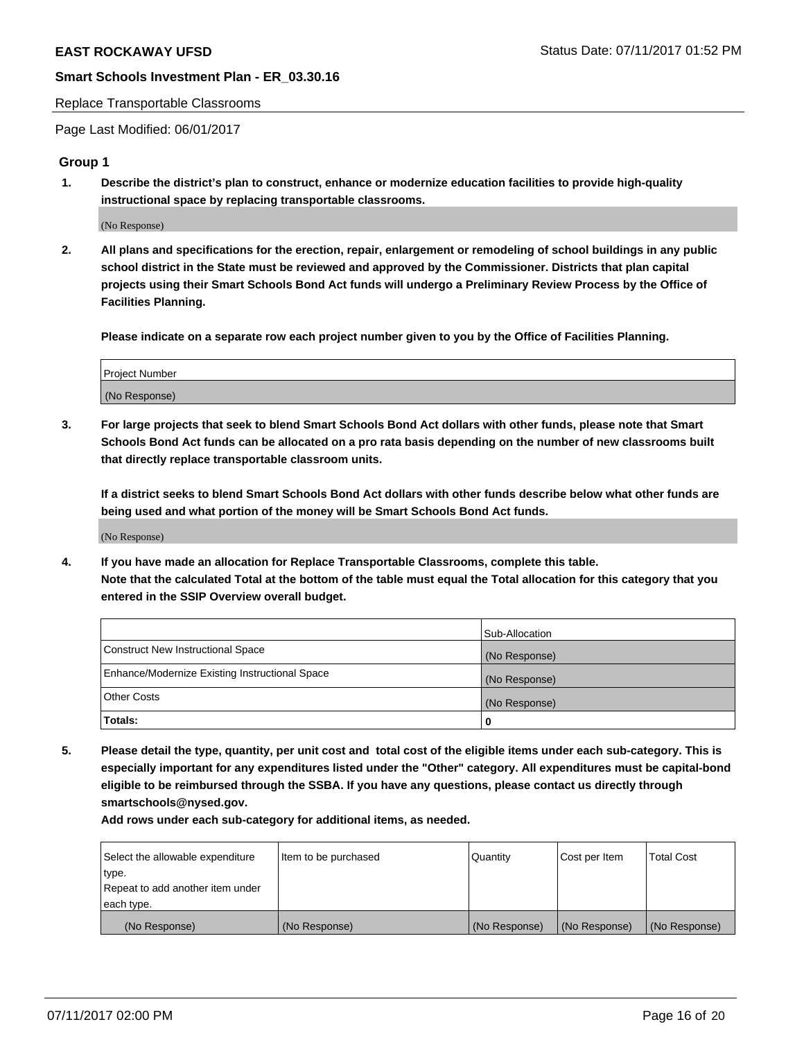Replace Transportable Classrooms

Page Last Modified: 06/01/2017

## Group 1

**1. Describe the district's plan to construct, enhance or modernize education facilities to provide high-quality instructional space by replacing transportable classrooms.**

(No Response)

**2. All plans and specifications for the erection, repair, enlargement or remodeling of school buildings in any public school district in the State must be reviewed and approved by the Commissioner. Districts that plan capital projects using their Smart Schools Bond Act funds will undergo a Preliminary Review Process by the Office of Facilities Planning.**

**Please indicate on a separate row each project number given to you by the Office of Facilities Planning.**

| Project Number |
|---|
| (No Response) |

**3. For large projects that seek to blend Smart Schools Bond Act dollars with other funds, please note that Smart Schools Bond Act funds can be allocated on a pro rata basis depending on the number of new classrooms built that directly replace transportable classroom units.**

**If a district seeks to blend Smart Schools Bond Act dollars with other funds describe below what other funds are being used and what portion of the money will be Smart Schools Bond Act funds.**

(No Response)

**4. If you have made an allocation for Replace Transportable Classrooms, complete this table. Note that the calculated Total at the bottom of the table must equal the Total allocation for this category that you entered in the SSIP Overview overall budget.**

| | Sub-Allocation |
|---|---|
| Construct New Instructional Space | (No Response) |
| Enhance/Modernize Existing Instructional Space | (No Response) |
| Other Costs | (No Response) |
| **Totals:** | **0** |

**5. Please detail the type, quantity, per unit cost and total cost of the eligible items under each sub-category. This is especially important for any expenditures listed under the "Other" category. All expenditures must be capital-bond eligible to be reimbursed through the SSBA. If you have any questions, please contact us directly through smartschools@nysed.gov.**

**Add rows under each sub-category for additional items, as needed.**

| Select the allowable expenditure type. Repeat to add another item under each type. | Item to be purchased | Quantity | Cost per Item | Total Cost |
|---|---|---|---|---|
| (No Response) | (No Response) | (No Response) | (No Response) | (No Response) |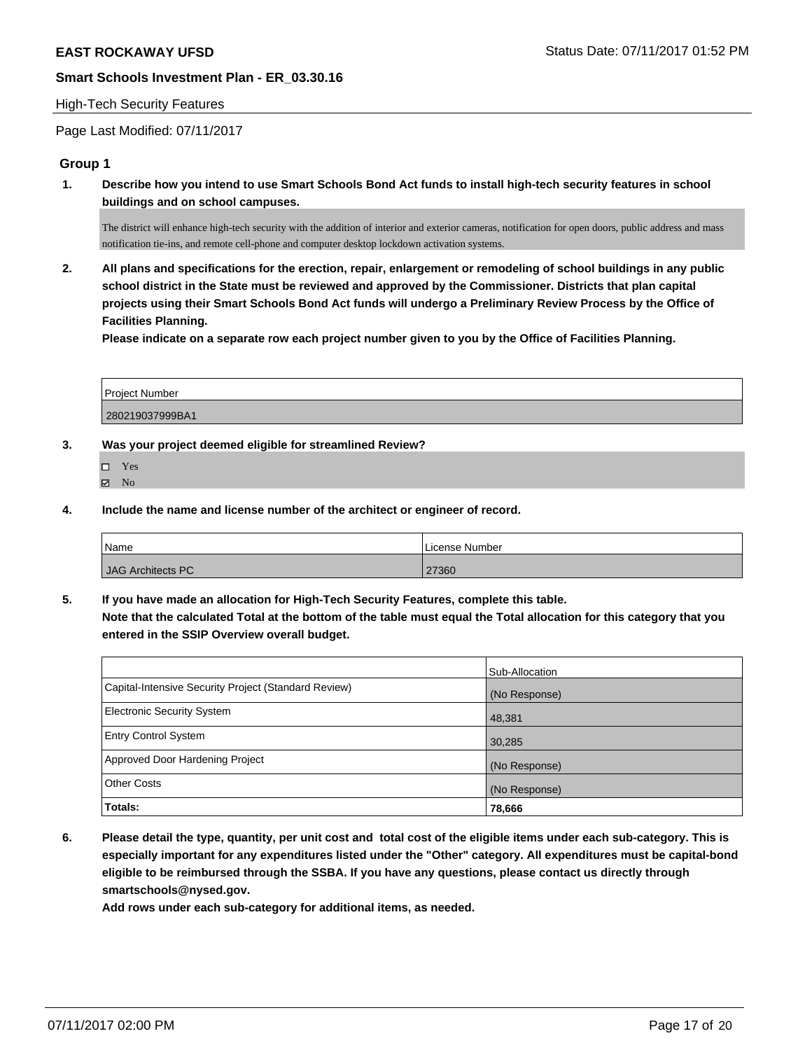**EAST ROCKAWAY UFSD** Status Date: 07/11/2017 01:52 PM

**Smart Schools Investment Plan - ER_03.30.16**

High-Tech Security Features

Page Last Modified: 07/11/2017

### Group 1

**1. Describe how you intend to use Smart Schools Bond Act funds to install high-tech security features in school buildings and on school campuses.**

The district will enhance high-tech security with the addition of interior and exterior cameras, notification for open doors, public address and mass notification tie-ins, and remote cell-phone and computer desktop lockdown activation systems.

**2. All plans and specifications for the erection, repair, enlargement or remodeling of school buildings in any public school district in the State must be reviewed and approved by the Commissioner. Districts that plan capital projects using their Smart Schools Bond Act funds will undergo a Preliminary Review Process by the Office of Facilities Planning.**

**Please indicate on a separate row each project number given to you by the Office of Facilities Planning.**

| Project Number |
|---|
| 280219037999BA1 |

**3. Was your project deemed eligible for streamlined Review?**

- ☐ Yes
- ☑ No

**4. Include the name and license number of the architect or engineer of record.**

| Name | License Number |
|---|---|
| JAG Architects PC | 27360 |

**5. If you have made an allocation for High-Tech Security Features, complete this table.**
**Note that the calculated Total at the bottom of the table must equal the Total allocation for this category that you entered in the SSIP Overview overall budget.**

| | Sub-Allocation |
|---|---|
| Capital-Intensive Security Project (Standard Review) | (No Response) |
| Electronic Security System | 48,381 |
| Entry Control System | 30,285 |
| Approved Door Hardening Project | (No Response) |
| Other Costs | (No Response) |
| **Totals:** | **78,666** |

**6. Please detail the type, quantity, per unit cost and total cost of the eligible items under each sub-category. This is especially important for any expenditures listed under the "Other" category. All expenditures must be capital-bond eligible to be reimbursed through the SSBA. If you have any questions, please contact us directly through smartschools@nysed.gov.**

**Add rows under each sub-category for additional items, as needed.**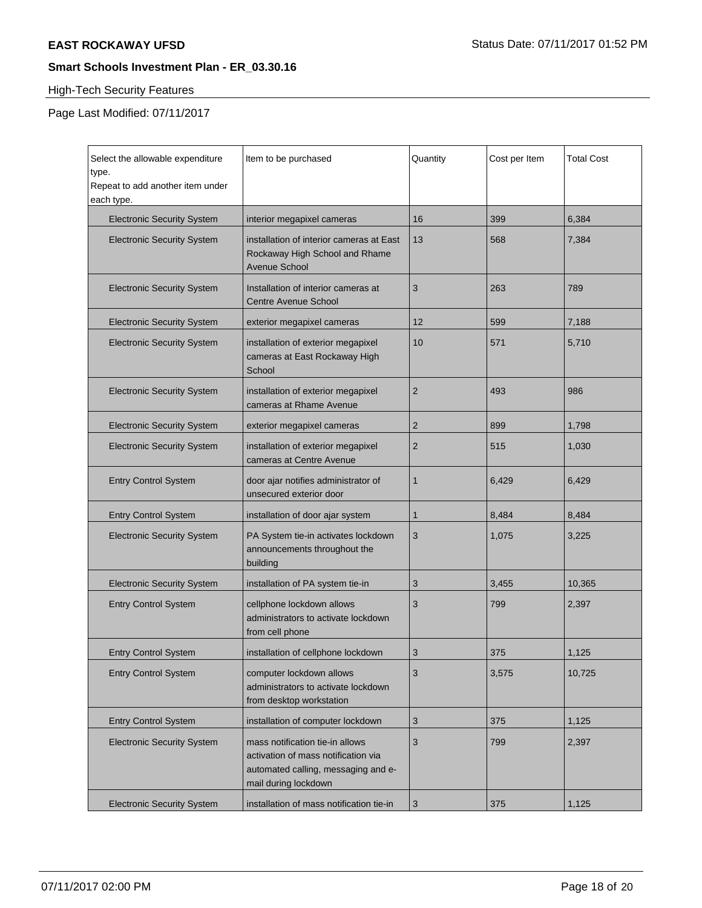High-Tech Security Features

Page Last Modified: 07/11/2017

| Select the allowable expenditure type. Repeat to add another item under each type. | Item to be purchased | Quantity | Cost per Item | Total Cost |
|---|---|---|---|---|
| Electronic Security System | interior megapixel cameras | 16 | 399 | 6,384 |
| Electronic Security System | installation of interior cameras at East Rockaway High School and Rhame Avenue School | 13 | 568 | 7,384 |
| Electronic Security System | Installation of interior cameras at Centre Avenue School | 3 | 263 | 789 |
| Electronic Security System | exterior megapixel cameras | 12 | 599 | 7,188 |
| Electronic Security System | installation of exterior megapixel cameras at East Rockaway High School | 10 | 571 | 5,710 |
| Electronic Security System | installation of exterior megapixel cameras at Rhame Avenue | 2 | 493 | 986 |
| Electronic Security System | exterior megapixel cameras | 2 | 899 | 1,798 |
| Electronic Security System | installation of exterior megapixel cameras at Centre Avenue | 2 | 515 | 1,030 |
| Entry Control System | door ajar notifies administrator of unsecured exterior door | 1 | 6,429 | 6,429 |
| Entry Control System | installation of door ajar system | 1 | 8,484 | 8,484 |
| Electronic Security System | PA System tie-in activates lockdown announcements throughout the building | 3 | 1,075 | 3,225 |
| Electronic Security System | installation of PA system tie-in | 3 | 3,455 | 10,365 |
| Entry Control System | cellphone lockdown allows administrators to activate lockdown from cell phone | 3 | 799 | 2,397 |
| Entry Control System | installation of cellphone lockdown | 3 | 375 | 1,125 |
| Entry Control System | computer lockdown allows administrators to activate lockdown from desktop workstation | 3 | 3,575 | 10,725 |
| Entry Control System | installation of computer lockdown | 3 | 375 | 1,125 |
| Electronic Security System | mass notification tie-in allows activation of mass notification via automated calling, messaging and e-mail during lockdown | 3 | 799 | 2,397 |
| Electronic Security System | installation of mass notification tie-in | 3 | 375 | 1,125 |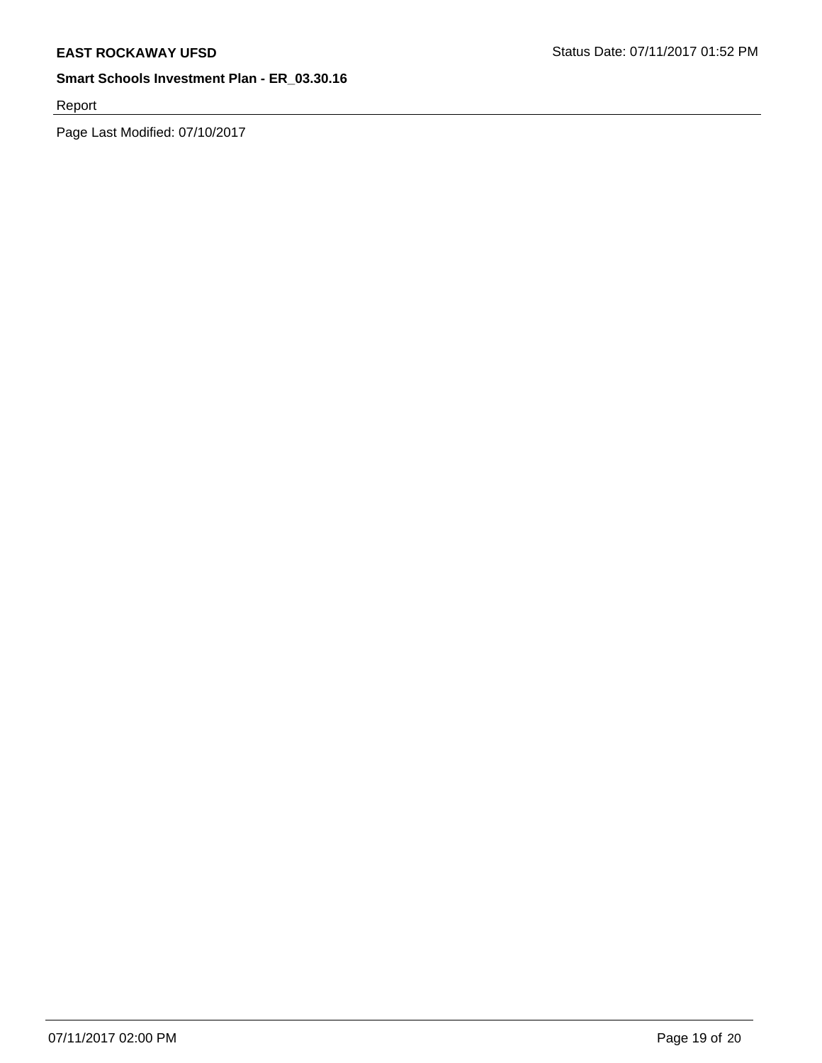Report

Page Last Modified: 07/10/2017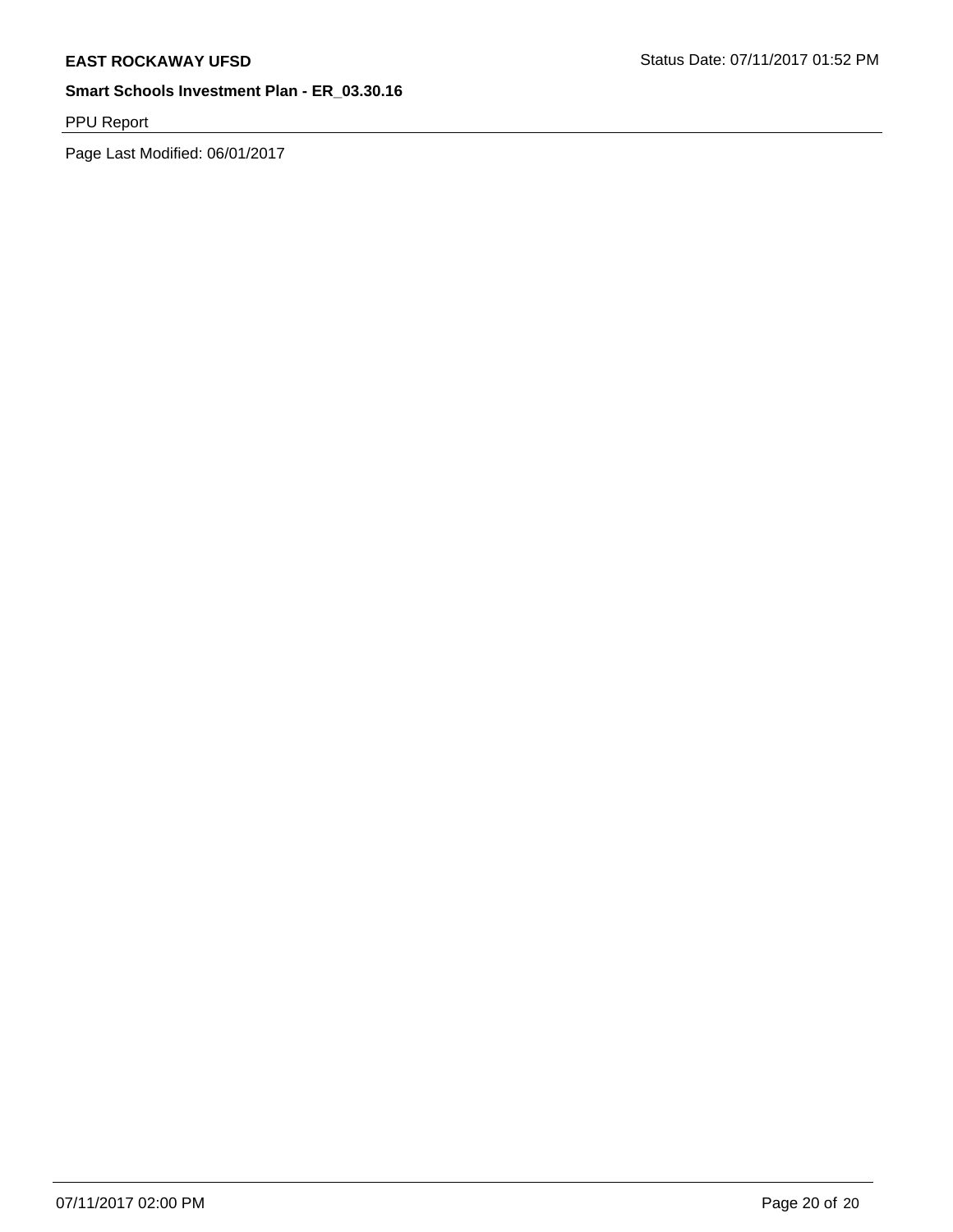Page Last Modified: 06/01/2017